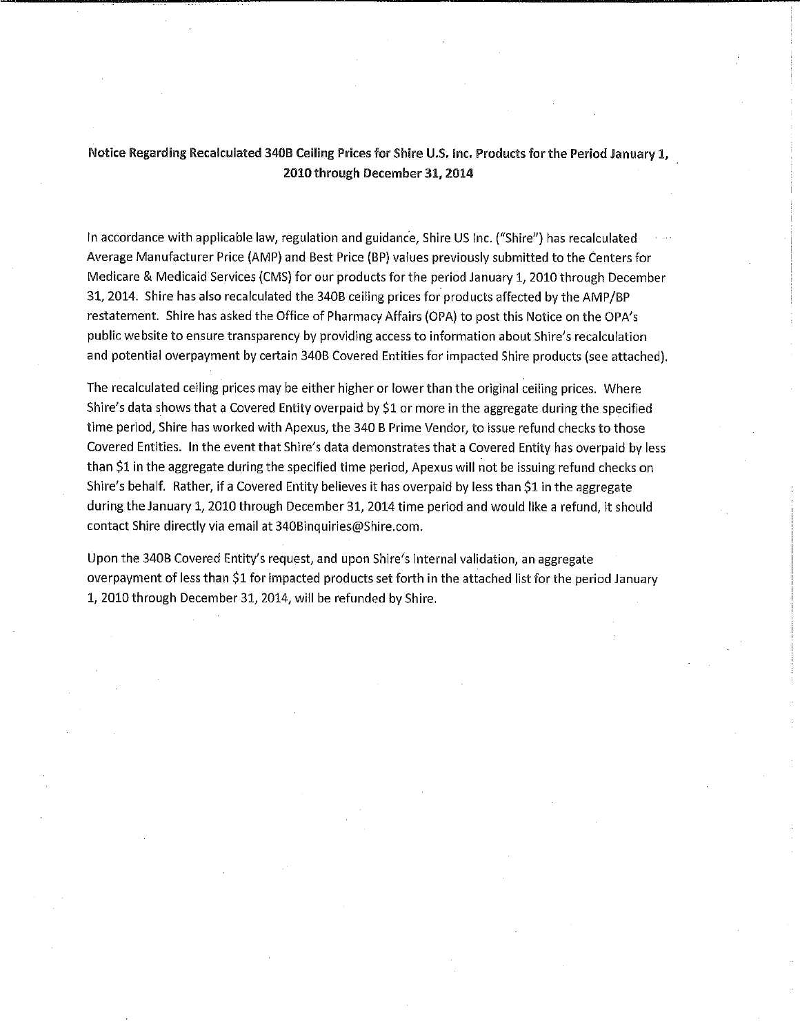# Notice Regarding Recalculated 340B Ceiling Prices for Shire U.S. Inc. Products for the Period January 1, 2010 through December 31, 2014

In accordance with applicable law, regulation and guidance, Shire US Inc. ("Shire") has recalculated Average Manufacturer Price (AMP) and Best Price (BP) values previously submitted to the Centers for Medicare & Medicaid Services (CMS) for our products for the period January 1, 2010 through December 31, 2014. Shire has also recalculated the 340B ceiling prices for products affected by the AMP/BP restatement. Shire has asked the Office of Pharmacy Affairs (OPA) to post this Notice on the OPA's public website to ensure transparency by providing access to information about Shire's recalculation and potential overpayment by certain 340B Covered Entities for impacted Shire products (see attached).

The recalculated ceiling prices may be either higher or lower than the original ceiling prices. Where Shire's data shows that a Covered Entity overpaid by $1 or more in the aggregate during the specified time period, Shire has worked with Apexus, the 340 B Prime Vendor, to issue refund checks to those Covered Entities. In the event that Shire's data demonstrates that a Covered Entity has overpaid by less than $1 in the aggregate during the specified time period, Apexus will not be issuing refund checks on Shire's behalf. Rather, if a Covered Entity believes it has overpaid by less than $1 in the aggregate during the January 1, 2010 through December 31, 2014 time period and would like a refund, it should contact Shire directly via email at 340Binquiries@Shire.com.

Upon the 340B Covered Entity's request, and upon Shire's internal validation, an aggregate overpayment of less than $1 for impacted products set forth in the attached list for the period January 1, 2010 through December 31, 2014, will be refunded by Shire.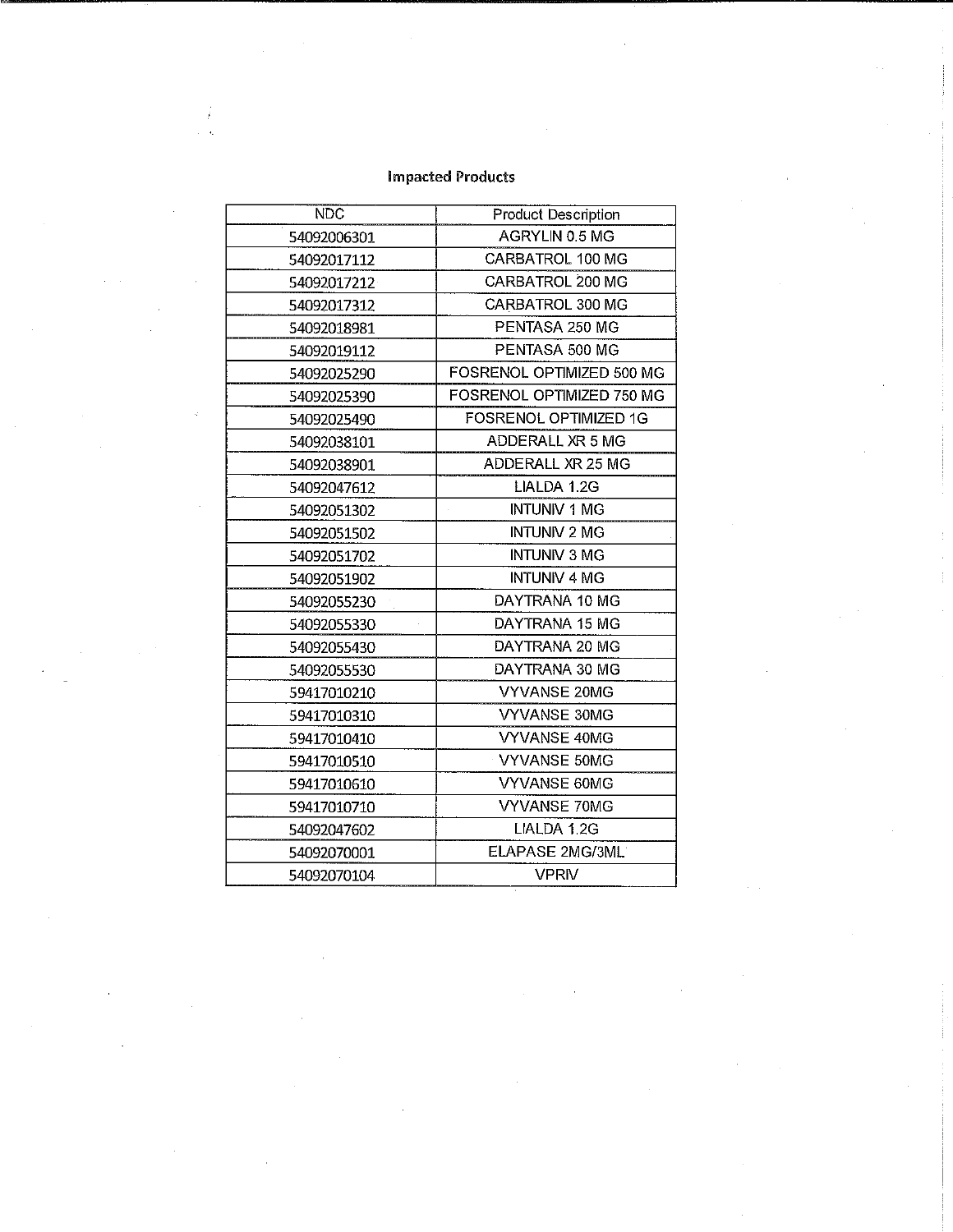## Impacted Products

| NDC | Product Description |
|---|---|
| 54092006301 | AGRYLIN 0.5 MG |
| 54092017112 | CARBATROL 100 MG |
| 54092017212 | CARBATROL 200 MG |
| 54092017312 | CARBATROL 300 MG |
| 54092018981 | PENTASA 250 MG |
| 54092019112 | PENTASA 500 MG |
| 54092025290 | FOSRENOL OPTIMIZED 500 MG |
| 54092025390 | FOSRENOL OPTIMIZED 750 MG |
| 54092025490 | FOSRENOL OPTIMIZED 1G |
| 54092038101 | ADDERALL XR 5 MG |
| 54092038901 | ADDERALL XR 25 MG |
| 54092047612 | LIALDA 1.2G |
| 54092051302 | INTUNIV 1 MG |
| 54092051502 | INTUNIV 2 MG |
| 54092051702 | INTUNIV 3 MG |
| 54092051902 | INTUNIV 4 MG |
| 54092055230 | DAYTRANA 10 MG |
| 54092055330 | DAYTRANA 15 MG |
| 54092055430 | DAYTRANA 20 MG |
| 54092055530 | DAYTRANA 30 MG |
| 59417010210 | VYVANSE 20MG |
| 59417010310 | VYVANSE 30MG |
| 59417010410 | VYVANSE 40MG |
| 59417010510 | VYVANSE 50MG |
| 59417010610 | VYVANSE 60MG |
| 59417010710 | VYVANSE 70MG |
| 54092047602 | LIALDA 1.2G |
| 54092070001 | ELAPASE 2MG/3ML |
| 54092070104 | VPRIV |